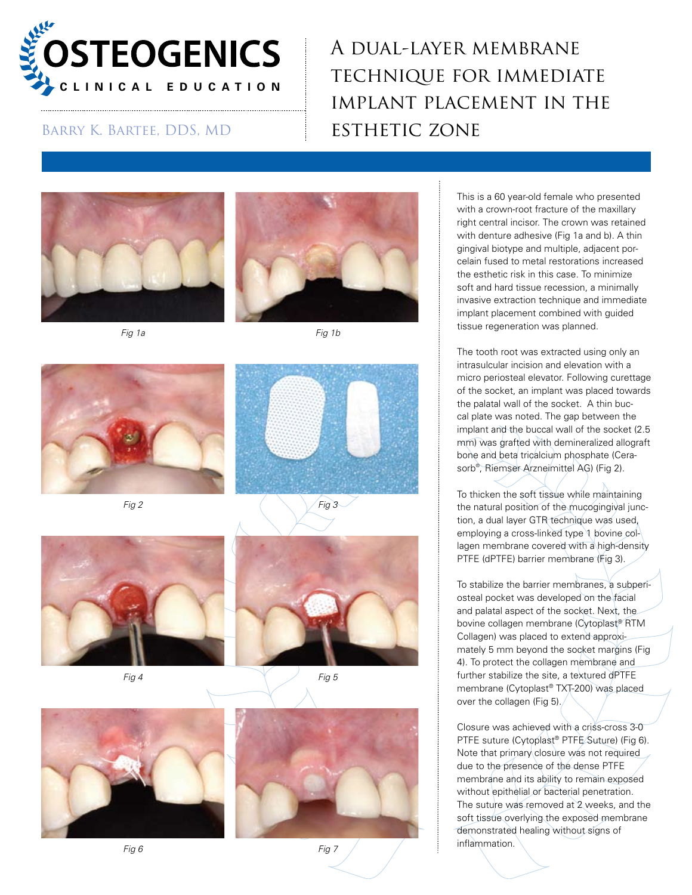# A dual-layer membrane technique for immediate implant placement in the esthetic zone

Barry K. Bartee, DDS, MD

*Fig 1a*

*Fig 1b*

*Fig 2*

*Fig 3*

*Fig 4*

*Fig 5*

*Fig 6*

*Fig 7*

This is a 60 year-old female who presented with a crown-root fracture of the maxillary right central incisor. The crown was retained with denture adhesive (Fig 1a and b). A thin gingival biotype and multiple, adjacent porcelain fused to metal restorations increased the esthetic risk in this case. To minimize soft and hard tissue recession, a minimally invasive extraction technique and immediate implant placement combined with guided tissue regeneration was planned.

The tooth root was extracted using only an intrasulcular incision and elevation with a micro periosteal elevator. Following curettage of the socket, an implant was placed towards the palatal wall of the socket. A thin buccal plate was noted. The gap between the implant and the buccal wall of the socket (2.5 mm) was grafted with demineralized allograft bone and beta tricalcium phosphate (Cerasorb®, Riemser Arzneimittel AG) (Fig 2).

To thicken the soft tissue while maintaining the natural position of the mucogingival junction, a dual layer GTR technique was used, employing a cross-linked type 1 bovine collagen membrane covered with a high-density PTFE (dPTFE) barrier membrane (Fig 3).

To stabilize the barrier membranes, a subperiosteal pocket was developed on the facial and palatal aspect of the socket. Next, the bovine collagen membrane (Cytoplast® RTM Collagen) was placed to extend approximately 5 mm beyond the socket margins (Fig 4). To protect the collagen membrane and further stabilize the site, a textured dPTFE membrane (Cytoplast® TXT-200) was placed over the collagen (Fig 5).

Closure was achieved with a criss-cross 3-0 PTFE suture (Cytoplast® PTFE Suture) (Fig 6). Note that primary closure was not required due to the presence of the dense PTFE membrane and its ability to remain exposed without epithelial or bacterial penetration. The suture was removed at 2 weeks, and the soft tissue overlying the exposed membrane demonstrated healing without signs of inflammation.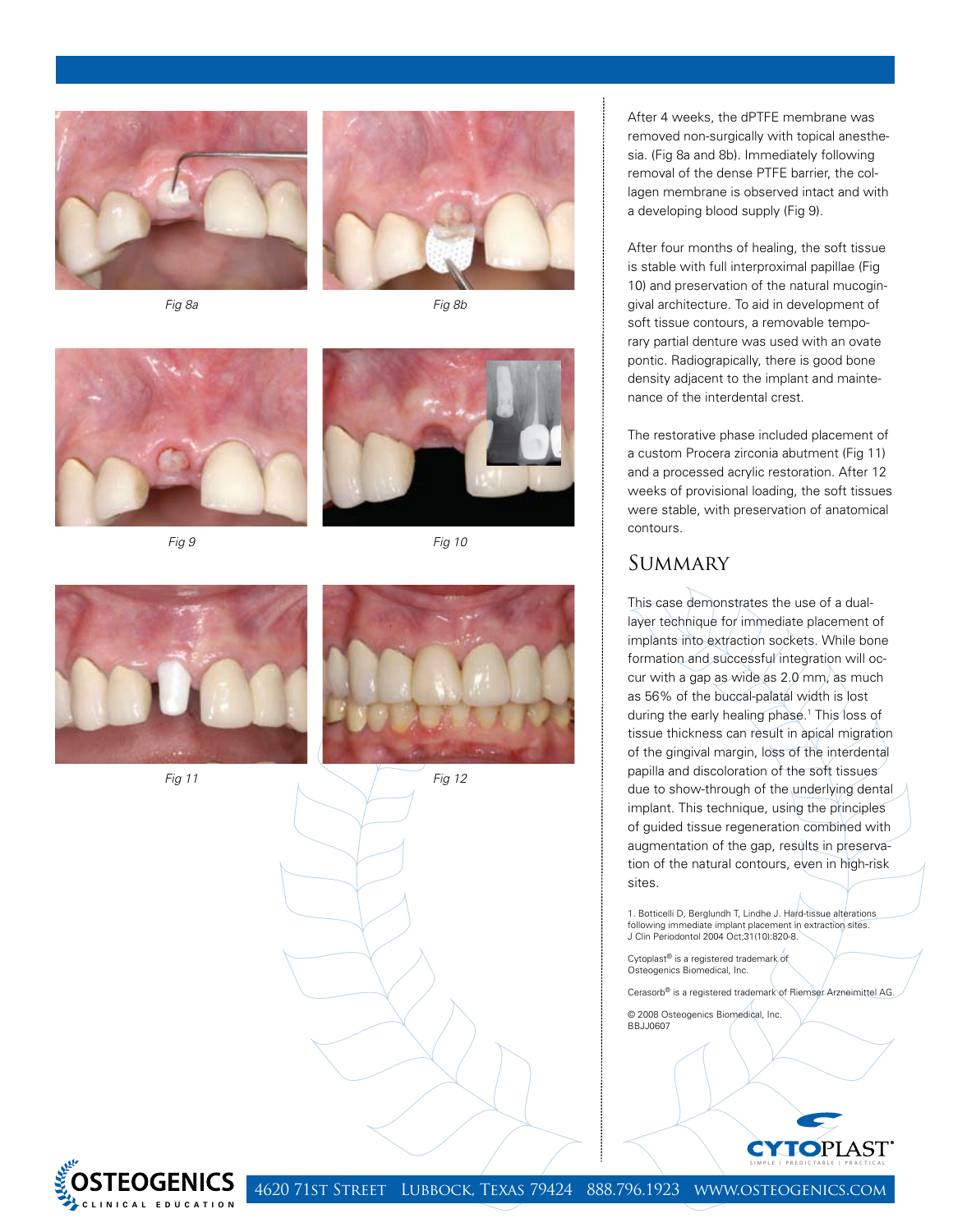Fig 8a

Fig 8b

Fig 9

Fig 10

Fig 11

Fig 12

After 4 weeks, the dPTFE membrane was removed non-surgically with topical anesthesia. (Fig 8a and 8b). Immediately following removal of the dense PTFE barrier, the collagen membrane is observed intact and with a developing blood supply (Fig 9).

After four months of healing, the soft tissue is stable with full interproximal papillae (Fig 10) and preservation of the natural mucogingival architecture. To aid in development of soft tissue contours, a removable temporary partial denture was used with an ovate pontic. Radiograpically, there is good bone density adjacent to the implant and maintenance of the interdental crest.

The restorative phase included placement of a custom Procera zirconia abutment (Fig 11) and a processed acrylic restoration. After 12 weeks of provisional loading, the soft tissues were stable, with preservation of anatomical contours.

## Summary

This case demonstrates the use of a dual-layer technique for immediate placement of implants into extraction sockets. While bone formation and successful integration will occur with a gap as wide as 2.0 mm, as much as 56% of the buccal-palatal width is lost during the early healing phase.[1] This loss of tissue thickness can result in apical migration of the gingival margin, loss of the interdental papilla and discoloration of the soft tissues due to show-through of the underlying dental implant. This technique, using the principles of guided tissue regeneration combined with augmentation of the gap, results in preservation of the natural contours, even in high-risk sites.

1. Botticelli D, Berglundh T, Lindhe J. Hard-tissue alterations following immediate implant placement in extraction sites. J Clin Periodontol 2004 Oct;31(10):820-8.

Cytoplast® is a registered trademark of Osteogenics Biomedical, Inc.

Cerasorb® is a registered trademark of Riemser Arzneimittel AG.

© 2008 Osteogenics Biomedical, Inc.
BBJJ0607

CYTOPLAST® SIMPLE | PREDICTABLE | PRACTICAL

OSTEOGENICS CLINICAL EDUCATION

4620 71st Street Lubbock, Texas 79424 888.796.1923 www.osteogenics.com